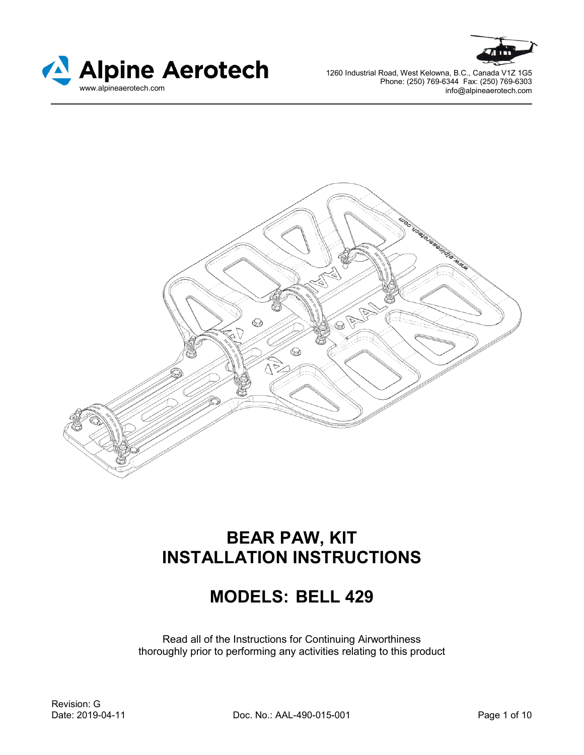Alpine Aerotech
www.alpineaerotech.com

1260 Industrial Road, West Kelowna, B.C., Canada V1Z 1G5
Phone: (250) 769-6344 Fax: (250) 769-6303
info@alpineaerotech.com

# BEAR PAW, KIT
# INSTALLATION INSTRUCTIONS

## MODELS: BELL 429

Read all of the Instructions for Continuing Airworthiness
thoroughly prior to performing any activities relating to this product

Revision: G
Date: 2019-04-11

Doc. No.: AAL-490-015-001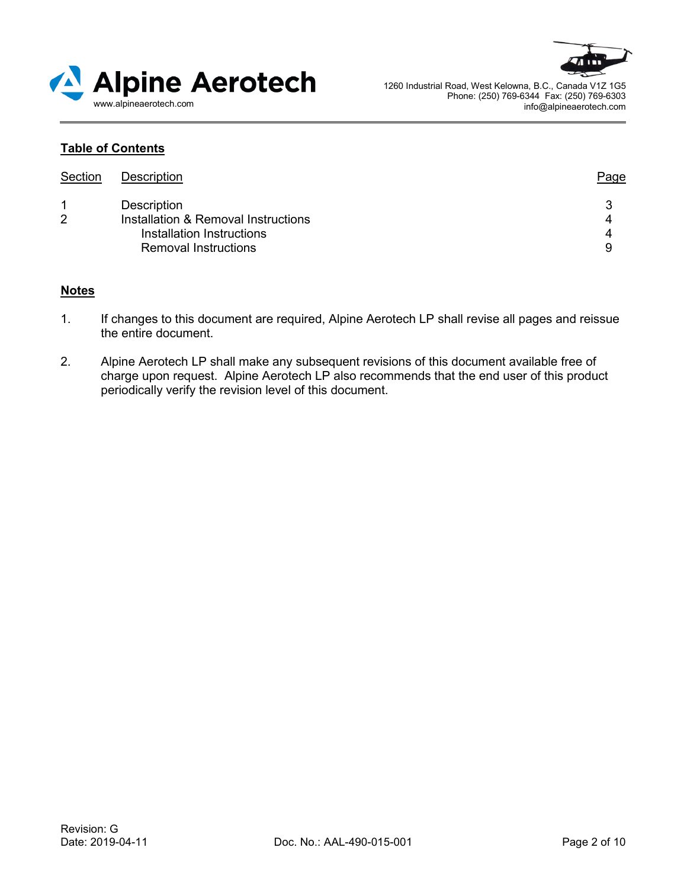## Table of Contents

| Section | Description | Page |
|---|---|---|
| 1 | Description | 3 |
| 2 | Installation & Removal Instructions | 4 |
| | Installation Instructions | 4 |
| | Removal Instructions | 9 |

## Notes

1. If changes to this document are required, Alpine Aerotech LP shall revise all pages and reissue the entire document.

2. Alpine Aerotech LP shall make any subsequent revisions of this document available free of charge upon request. Alpine Aerotech LP also recommends that the end user of this product periodically verify the revision level of this document.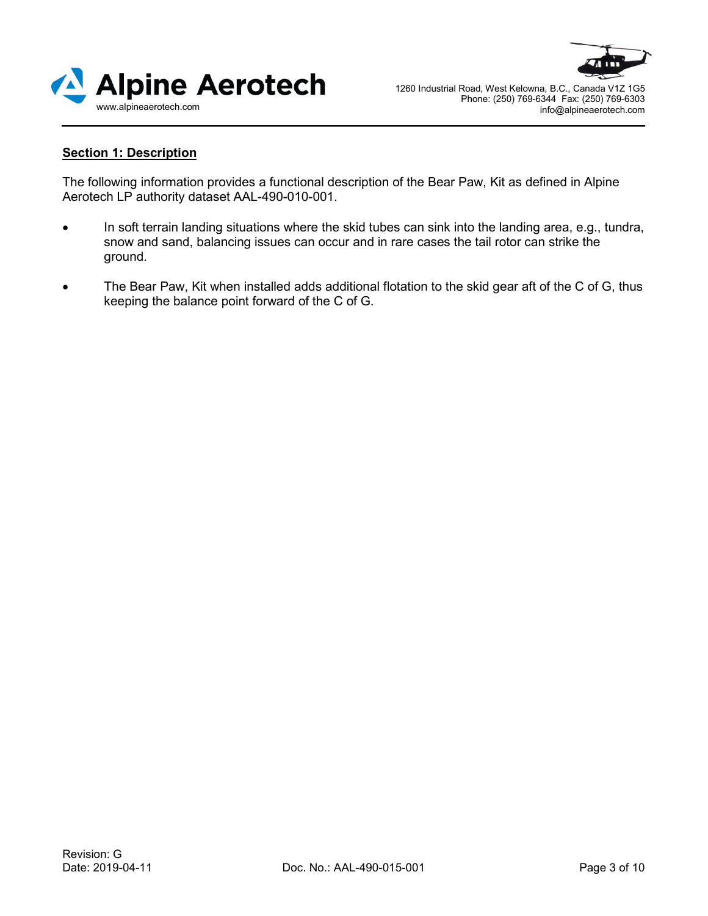## Section 1: Description

The following information provides a functional description of the Bear Paw, Kit as defined in Alpine Aerotech LP authority dataset AAL-490-010-001.

- In soft terrain landing situations where the skid tubes can sink into the landing area, e.g., tundra, snow and sand, balancing issues can occur and in rare cases the tail rotor can strike the ground.
- The Bear Paw, Kit when installed adds additional flotation to the skid gear aft of the C of G, thus keeping the balance point forward of the C of G.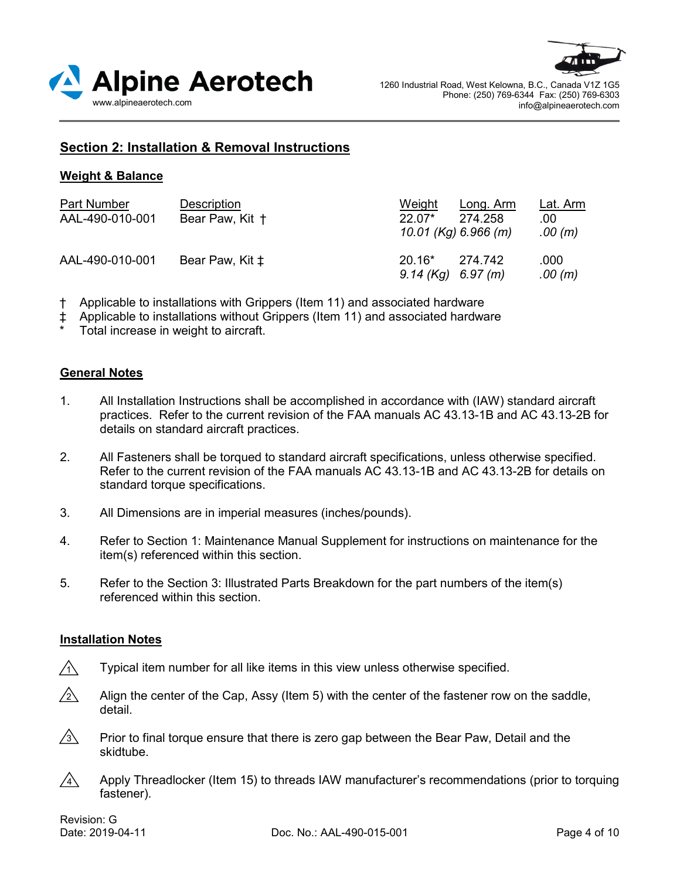## Section 2: Installation & Removal Instructions

### Weight & Balance

| Part Number | Description | Weight | Long. Arm | Lat. Arm |
|---|---|---|---|---|
| AAL-490-010-001 | Bear Paw, Kit † | 22.07*<br>*10.01 (Kg)* | 274.258<br>*6.966 (m)* | .00<br>*.00 (m)* |
| AAL-490-010-001 | Bear Paw, Kit ‡ | 20.16*<br>*9.14 (Kg)* | 274.742<br>*6.97 (m)* | .000<br>*.00 (m)* |

† Applicable to installations with Grippers (Item 11) and associated hardware
‡ Applicable to installations without Grippers (Item 11) and associated hardware
* Total increase in weight to aircraft.

### General Notes

1. All Installation Instructions shall be accomplished in accordance with (IAW) standard aircraft practices. Refer to the current revision of the FAA manuals AC 43.13-1B and AC 43.13-2B for details on standard aircraft practices.

2. All Fasteners shall be torqued to standard aircraft specifications, unless otherwise specified. Refer to the current revision of the FAA manuals AC 43.13-1B and AC 43.13-2B for details on standard torque specifications.

3. All Dimensions are in imperial measures (inches/pounds).

4. Refer to Section 1: Maintenance Manual Supplement for instructions on maintenance for the item(s) referenced within this section.

5. Refer to the Section 3: Illustrated Parts Breakdown for the part numbers of the item(s) referenced within this section.

### Installation Notes

⚠1 Typical item number for all like items in this view unless otherwise specified.

⚠2 Align the center of the Cap, Assy (Item 5) with the center of the fastener row on the saddle, detail.

⚠3 Prior to final torque ensure that there is zero gap between the Bear Paw, Detail and the skidtube.

⚠4 Apply Threadlocker (Item 15) to threads IAW manufacturer's recommendations (prior to torquing fastener).

Revision: G
Date: 2019-04-11
Doc. No.: AAL-490-015-001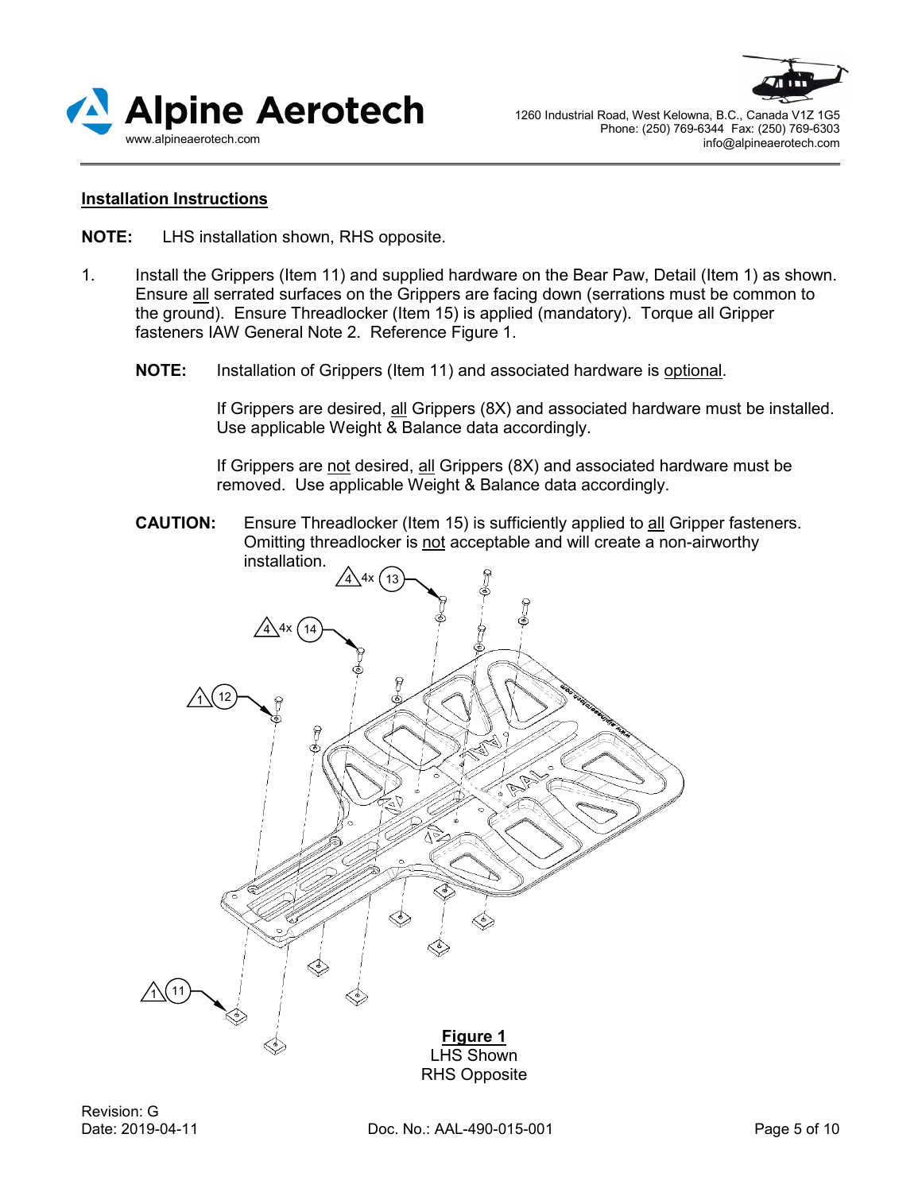## Installation Instructions

**NOTE:** LHS installation shown, RHS opposite.

1. Install the Grippers (Item 11) and supplied hardware on the Bear Paw, Detail (Item 1) as shown. Ensure all serrated surfaces on the Grippers are facing down (serrations must be common to the ground). Ensure Threadlocker (Item 15) is applied (mandatory). Torque all Gripper fasteners IAW General Note 2. Reference Figure 1.

   **NOTE:** Installation of Grippers (Item 11) and associated hardware is optional.

   If Grippers are desired, all Grippers (8X) and associated hardware must be installed. Use applicable Weight & Balance data accordingly.

   If Grippers are not desired, all Grippers (8X) and associated hardware must be removed. Use applicable Weight & Balance data accordingly.

   **CAUTION:** Ensure Threadlocker (Item 15) is sufficiently applied to all Gripper fasteners. Omitting threadlocker is not acceptable and will create a non-airworthy installation.

**Figure 1**
LHS Shown
RHS Opposite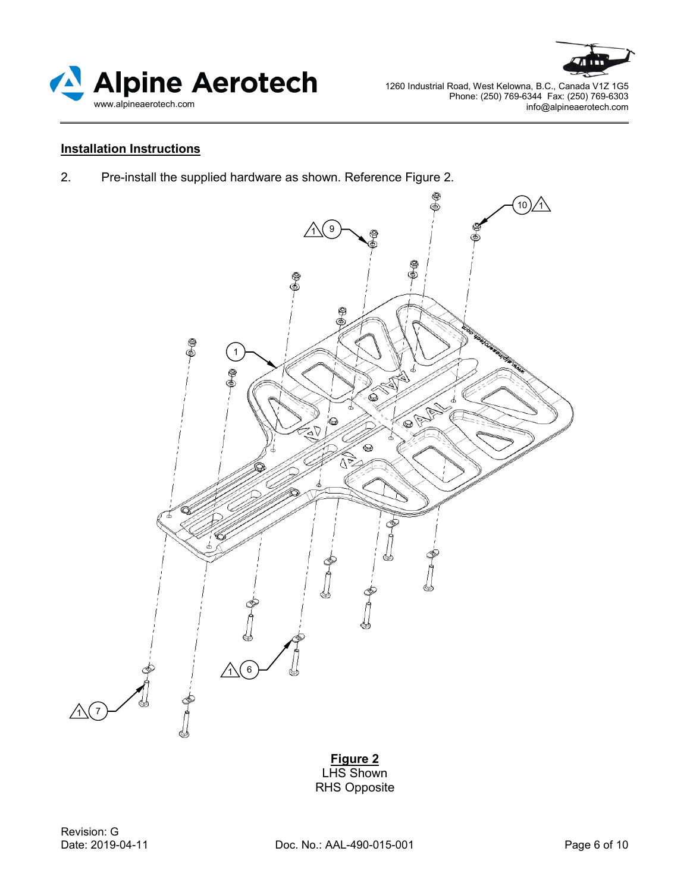## Installation Instructions

2. Pre-install the supplied hardware as shown. Reference Figure 2.

**Figure 2**
LHS Shown
RHS Opposite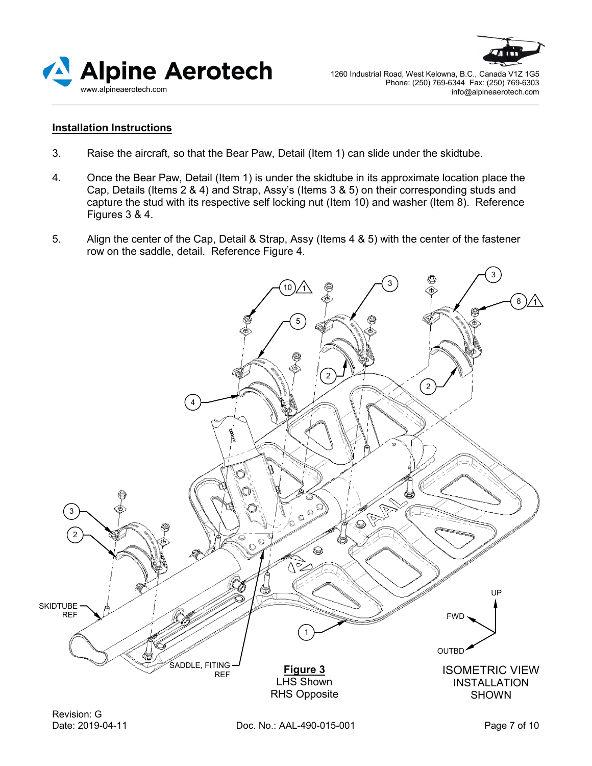## Installation Instructions

3. Raise the aircraft, so that the Bear Paw, Detail (Item 1) can slide under the skidtube.

4. Once the Bear Paw, Detail (Item 1) is under the skidtube in its approximate location place the Cap, Details (Items 2 & 4) and Strap, Assy's (Items 3 & 5) on their corresponding studs and capture the stud with its respective self locking nut (Item 10) and washer (Item 8). Reference Figures 3 & 4.

5. Align the center of the Cap, Detail & Strap, Assy (Items 4 & 5) with the center of the fastener row on the saddle, detail. Reference Figure 4.

**Figure 3**
LHS Shown
RHS Opposite

ISOMETRIC VIEW
INSTALLATION
SHOWN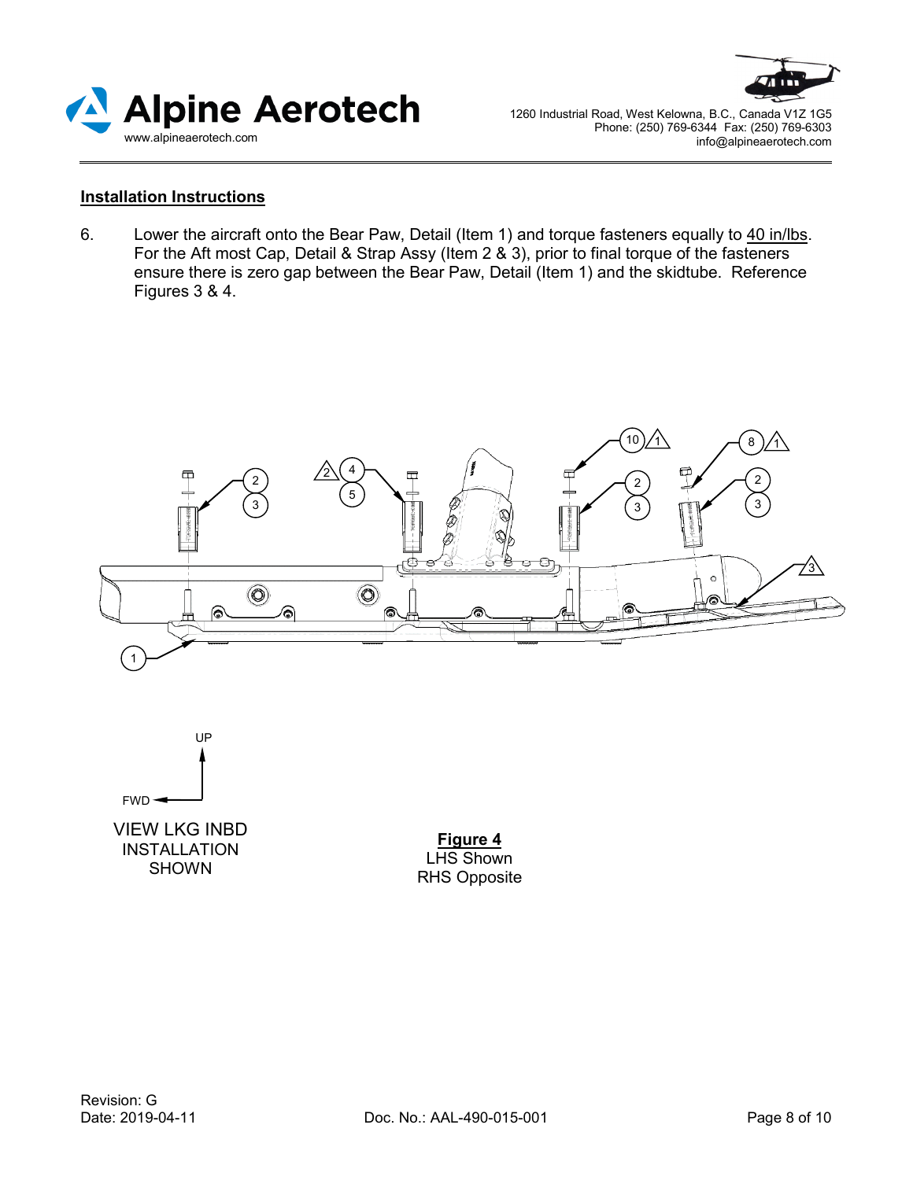## Installation Instructions

6. Lower the aircraft onto the Bear Paw, Detail (Item 1) and torque fasteners equally to 40 in/lbs. For the Aft most Cap, Detail & Strap Assy (Item 2 & 3), prior to final torque of the fasteners ensure there is zero gap between the Bear Paw, Detail (Item 1) and the skidtube. Reference Figures 3 & 4.

VIEW LKG INBD INSTALLATION SHOWN

**Figure 4**
LHS Shown
RHS Opposite

Revision: G
Date: 2019-04-11

Doc. No.: AAL-490-015-001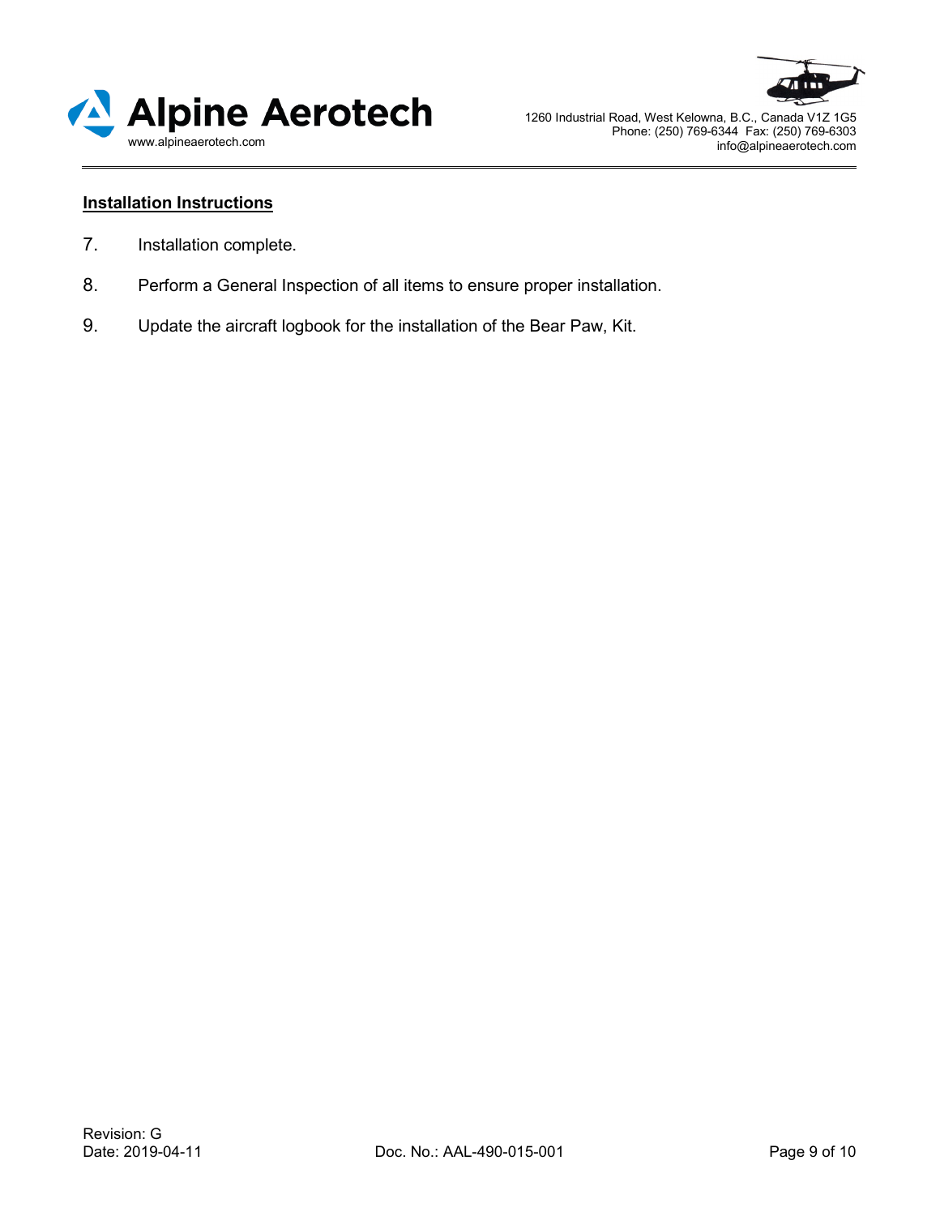## Installation Instructions

7. Installation complete.
8. Perform a General Inspection of all items to ensure proper installation.
9. Update the aircraft logbook for the installation of the Bear Paw, Kit.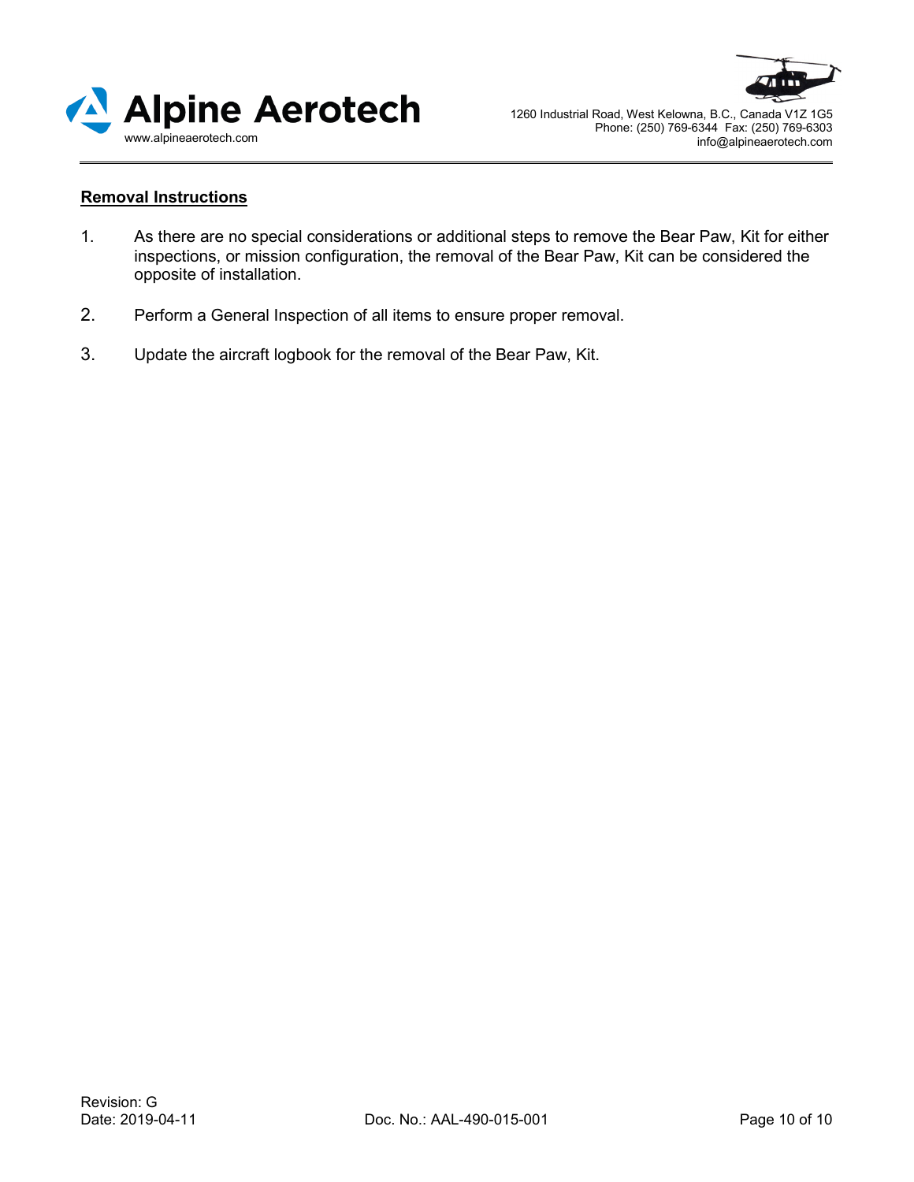## Removal Instructions

1. As there are no special considerations or additional steps to remove the Bear Paw, Kit for either inspections, or mission configuration, the removal of the Bear Paw, Kit can be considered the opposite of installation.

2. Perform a General Inspection of all items to ensure proper removal.

3. Update the aircraft logbook for the removal of the Bear Paw, Kit.